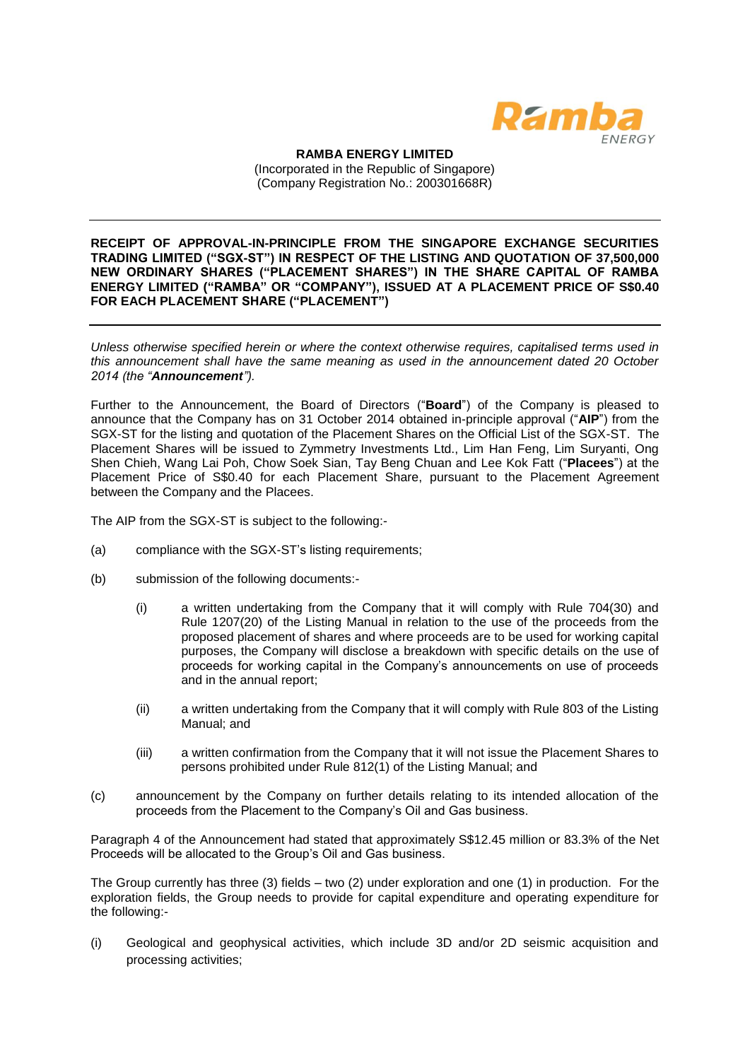**RAMBA ENERGY LIMITED**
(Incorporated in the Republic of Singapore)
(Company Registration No.: 200301668R)

---

**RECEIPT OF APPROVAL-IN-PRINCIPLE FROM THE SINGAPORE EXCHANGE SECURITIES TRADING LIMITED ("SGX-ST") IN RESPECT OF THE LISTING AND QUOTATION OF 37,500,000 NEW ORDINARY SHARES ("PLACEMENT SHARES") IN THE SHARE CAPITAL OF RAMBA ENERGY LIMITED ("RAMBA" OR "COMPANY"), ISSUED AT A PLACEMENT PRICE OF S$0.40 FOR EACH PLACEMENT SHARE ("PLACEMENT")**

---

*Unless otherwise specified herein or where the context otherwise requires, capitalised terms used in this announcement shall have the same meaning as used in the announcement dated 20 October 2014 (the "**Announcement**").*

Further to the Announcement, the Board of Directors ("**Board**") of the Company is pleased to announce that the Company has on 31 October 2014 obtained in-principle approval ("**AIP**") from the SGX-ST for the listing and quotation of the Placement Shares on the Official List of the SGX-ST. The Placement Shares will be issued to Zymmetry Investments Ltd., Lim Han Feng, Lim Suryanti, Ong Shen Chieh, Wang Lai Poh, Chow Soek Sian, Tay Beng Chuan and Lee Kok Fatt ("**Placees**") at the Placement Price of S$0.40 for each Placement Share, pursuant to the Placement Agreement between the Company and the Placees.

The AIP from the SGX-ST is subject to the following:-

(a) compliance with the SGX-ST's listing requirements;

(b) submission of the following documents:-

   (i) a written undertaking from the Company that it will comply with Rule 704(30) and Rule 1207(20) of the Listing Manual in relation to the use of the proceeds from the proposed placement of shares and where proceeds are to be used for working capital purposes, the Company will disclose a breakdown with specific details on the use of proceeds for working capital in the Company's announcements on use of proceeds and in the annual report;

   (ii) a written undertaking from the Company that it will comply with Rule 803 of the Listing Manual; and

   (iii) a written confirmation from the Company that it will not issue the Placement Shares to persons prohibited under Rule 812(1) of the Listing Manual; and

(c) announcement by the Company on further details relating to its intended allocation of the proceeds from the Placement to the Company's Oil and Gas business.

Paragraph 4 of the Announcement had stated that approximately S$12.45 million or 83.3% of the Net Proceeds will be allocated to the Group's Oil and Gas business.

The Group currently has three (3) fields – two (2) under exploration and one (1) in production. For the exploration fields, the Group needs to provide for capital expenditure and operating expenditure for the following:-

(i) Geological and geophysical activities, which include 3D and/or 2D seismic acquisition and processing activities;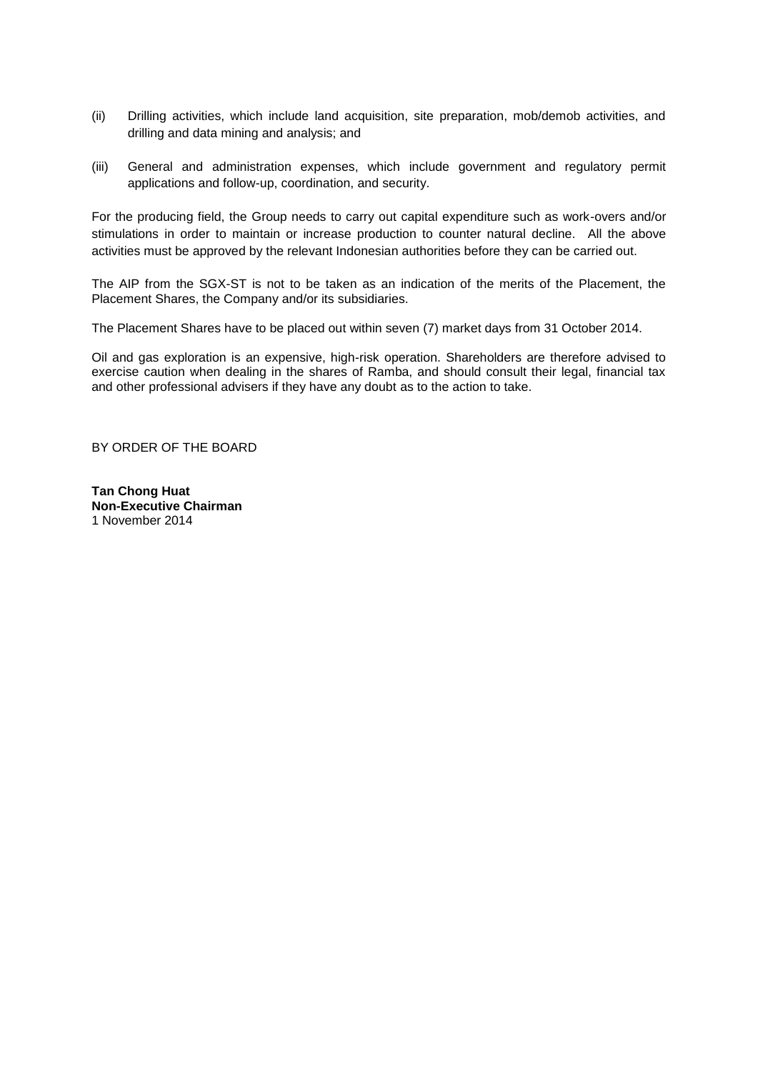(ii) Drilling activities, which include land acquisition, site preparation, mob/demob activities, and drilling and data mining and analysis; and

(iii) General and administration expenses, which include government and regulatory permit applications and follow-up, coordination, and security.

For the producing field, the Group needs to carry out capital expenditure such as work-overs and/or stimulations in order to maintain or increase production to counter natural decline. All the above activities must be approved by the relevant Indonesian authorities before they can be carried out.

The AIP from the SGX-ST is not to be taken as an indication of the merits of the Placement, the Placement Shares, the Company and/or its subsidiaries.

The Placement Shares have to be placed out within seven (7) market days from 31 October 2014.

Oil and gas exploration is an expensive, high-risk operation. Shareholders are therefore advised to exercise caution when dealing in the shares of Ramba, and should consult their legal, financial tax and other professional advisers if they have any doubt as to the action to take.

BY ORDER OF THE BOARD

**Tan Chong Huat**
**Non-Executive Chairman**
1 November 2014